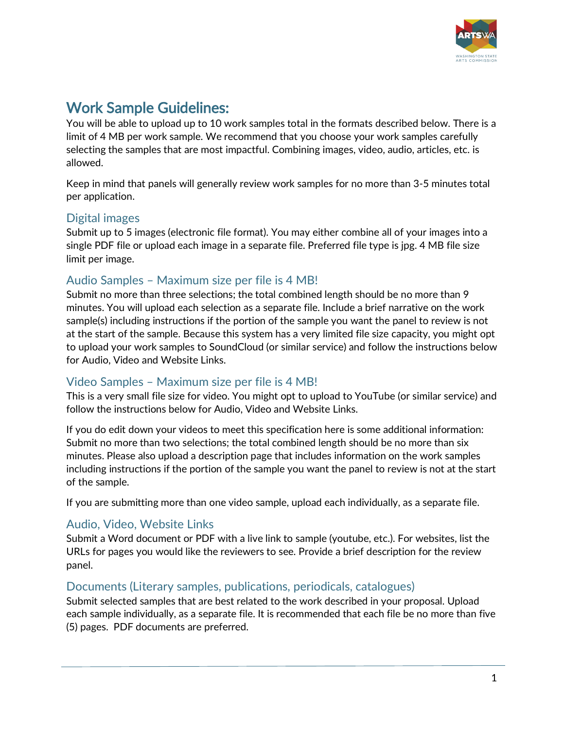# Work Sample Guidelines:

You will be able to upload up to 10 work samples total in the formats described below. There is a limit of 4 MB per work sample. We recommend that you choose your work samples carefully selecting the samples that are most impactful. Combining images, video, audio, articles, etc. is allowed.

Keep in mind that panels will generally review work samples for no more than 3-5 minutes total per application.

## Digital images

Submit up to 5 images (electronic file format). You may either combine all of your images into a single PDF file or upload each image in a separate file. Preferred file type is jpg. 4 MB file size limit per image.

## Audio Samples – Maximum size per file is 4 MB!

Submit no more than three selections; the total combined length should be no more than 9 minutes. You will upload each selection as a separate file. Include a brief narrative on the work sample(s) including instructions if the portion of the sample you want the panel to review is not at the start of the sample. Because this system has a very limited file size capacity, you might opt to upload your work samples to SoundCloud (or similar service) and follow the instructions below for Audio, Video and Website Links.

## Video Samples – Maximum size per file is 4 MB!

This is a very small file size for video. You might opt to upload to YouTube (or similar service) and follow the instructions below for Audio, Video and Website Links.

If you do edit down your videos to meet this specification here is some additional information: Submit no more than two selections; the total combined length should be no more than six minutes. Please also upload a description page that includes information on the work samples including instructions if the portion of the sample you want the panel to review is not at the start of the sample.

If you are submitting more than one video sample, upload each individually, as a separate file.

## Audio, Video, Website Links

Submit a Word document or PDF with a live link to sample (youtube, etc.). For websites, list the URLs for pages you would like the reviewers to see. Provide a brief description for the review panel.

## Documents (Literary samples, publications, periodicals, catalogues)

Submit selected samples that are best related to the work described in your proposal. Upload each sample individually, as a separate file. It is recommended that each file be no more than five (5) pages. PDF documents are preferred.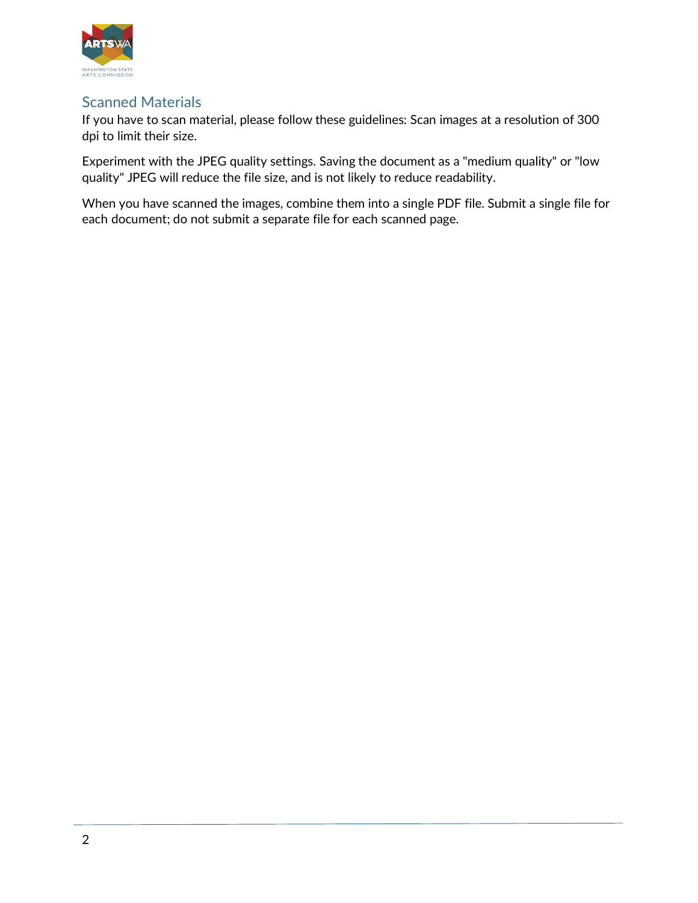## Scanned Materials

If you have to scan material, please follow these guidelines: Scan images at a resolution of 300 dpi to limit their size.

Experiment with the JPEG quality settings. Saving the document as a "medium quality" or "low quality" JPEG will reduce the file size, and is not likely to reduce readability.

When you have scanned the images, combine them into a single PDF file. Submit a single file for each document; do not submit a separate file for each scanned page.